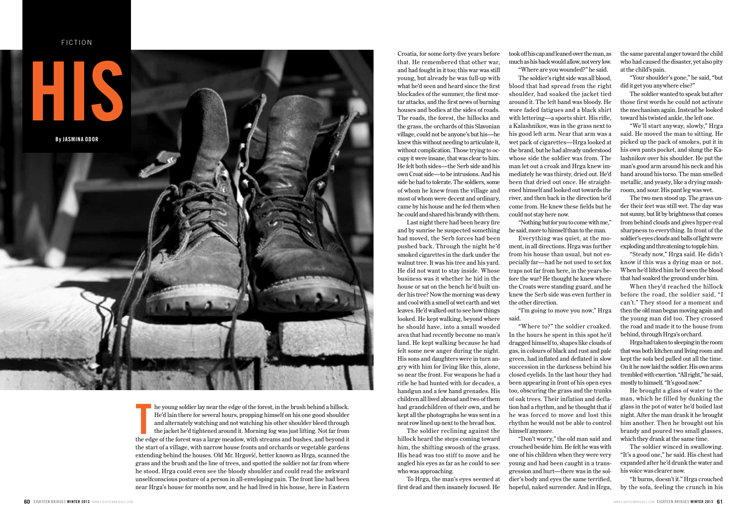FICTION

# HIS

**By JASMINA ODOR**

The young soldier lay near the edge of the forest, in the brush behind a hillock. He'd lain there for several hours, propping himself on his one good shoulder and alternately watching and not watching his other shoulder bleed through the jacket he'd tightened around it. Morning fog was just lifting. Not far from the edge of the forest was a large meadow, with streams and bushes, and beyond it the start of a village, with narrow house fronts and orchards or vegetable gardens extending behind the houses. Old Mr. Hrgović, better known as Hrga, scanned the grass and the brush and the line of trees, and spotted the soldier not far from where he stood. Hrga could even see the bloody shoulder and could read the awkward unselfconscious posture of a person in all-enveloping pain. The front line had been near Hrga's house for months now, and he had lived in his house, here in Eastern Croatia, for some forty-five years before that. He remembered that other war, and had fought in it too; this war was still young, but already he was full-up with what he'd seen and heard since the first blockades of the summer, the first mortar attacks, and the first news of burning houses and bodies at the sides of roads. The roads, the forest, the hillocks and the grass, the orchards of this Slavonian village, could not be anyone's but his—he knew this without needing to articulate it, without complication. Those trying to occupy it were insane, that was clear to him. He felt both sides—the Serb side and his own Croat side—to be intrusions. And his side he had to tolerate. The soldiers, some of whom he knew from the village and most of whom were decent and ordinary, came by his house and he fed them when he could and shared his brandy with them.

Last night there had been heavy fire and by sunrise he suspected something had moved, the Serb forces had been pushed back. Through the night he'd smoked cigarettes in the dark under the walnut tree. It was his tree and his yard. He did not want to stay inside. Whose business was it whether he hid in the house or sat on the bench he'd built under his tree? Now the morning was dewy and cool with a smell of wet earth and wet leaves. He'd walked out to see how things looked. He kept walking, beyond where he should have, into a small wooded area that had recently become no man's land. He kept walking because he had felt some new anger during the night. His sons and daughters were in turn angry with him for living like this, alone, so near the front. For weapons he had a rifle he had hunted with for decades, a handgun and a few hand grenades. His children all lived abroad and two of them had grandchildren of their own, and he kept all the photographs he was sent in a neat row lined up next to the bread box.

The soldier reclining against the hillock heard the steps coming toward him, the shifting swoosh of the grass. His head was too stiff to move and he angled his eyes as far as he could to see who was approaching.

To Hrga, the man's eyes seemed at first dead and then insanely focused. He took off his cap and leaned over the man, as much as his back would allow, not very low.

"Where are you wounded?" he said.

The soldier's right side was all blood, blood that had spread from the right shoulder, had soaked the jacket tied around it. The left hand was bloody. He wore faded fatigues and a black shirt with lettering—a sports shirt. His rifle, a Kalashnikov, was in the grass next to his good left arm. Near that arm was a wet pack of cigarettes—Hrga looked at the brand, but he had already understood whose side the soldier was from. The man let out a croak and Hrga knew immediately he was thirsty, dried out. He'd been that dried out once. He straightened himself and looked out towards the river, and then back in the direction he'd come from. He knew these fields but he could not stay here now.

"Nothing but for you to come with me," he said, more to himself than to the man.

Everything was quiet, at the moment, in all directions. Hrga was further from his house than usual, but not especially far—had he not used to set fox traps not far from here, in the years before the war? He thought he knew where the Croats were standing guard, and he knew the Serb side was even further in the other direction.

"I'm going to move you now," Hrga said.

"Where to?" the soldier croaked. In the hours he spent in this spot he'd dragged himself to, shapes like clouds of gas, in colours of black and rust and pale green, had inflated and deflated in slow succession in the darkness behind his closed eyelids. In the last hour they had been appearing in front of his open eyes too, obscuring the grass and the trunks of oak trees. Their inflation and deflation had a rhythm, and he thought that if he was forced to move and lost this rhythm he would not be able to control himself anymore.

"Don't worry," the old man said and crouched beside him. He felt he was with one of his children when they were very young and had been caught in a transgression and hurt—there was in the soldier's body and eyes the same terrified, hopeful, naked surrender. And in Hrga, the same parental anger toward the child who had caused the disaster, yet also pity at the child's pain.

"Your shoulder's gone," he said, "but did it get you anywhere else?"

The soldier wanted to speak but after those first words he could not activate the mechanism again. Instead he looked toward his twisted ankle, the left one.

"We'll start anyway, slowly," Hrga said. He moved the man to sitting. He picked up the pack of smokes, put it in his own pants pocket, and slung the Kalashnikov over his shoulder. He put the man's good arm around his neck and his hand around his torso. The man smelled metallic, and yeasty, like a drying mushroom, and sour. His pant leg was wet.

The two men stood up. The grass under their feet was still wet. The day was not sunny, but lit by brightness that comes from behind clouds and gives hyper-real sharpness to everything. In front of the soldier's eyes clouds and balls of light were exploding and threatening to topple him.

"Steady now," Hrga said. He didn't know if this was a dying man or not. When he'd lifted him he'd seen the blood that had soaked the ground under him.

When they'd reached the hillock before the road, the soldier said, "I can't." They stood for a moment and then the old man began moving again and the young man did too. They crossed the road and made it to the house from behind, through Hrga's orchard.

Hrga had taken to sleeping in the room that was both kitchen and living room and kept the sofa bed pulled out all the time. On it he now laid the soldier. His own arms trembled with exertion. "All right," he said, mostly to himself. "It's good now."

He brought a glass of water to the man, which he filled by dunking the glass in the pot of water he'd boiled last night. After the man drank it he brought him another. Then he brought out his brandy and poured two small glasses, which they drank at the same time.

The soldier winced in swallowing. "It's a good one," he said. His chest had expanded after he'd drunk the water and his voice was clearer now.

"It burns, doesn't it." Hrga crouched by the sofa, feeling the crunch in his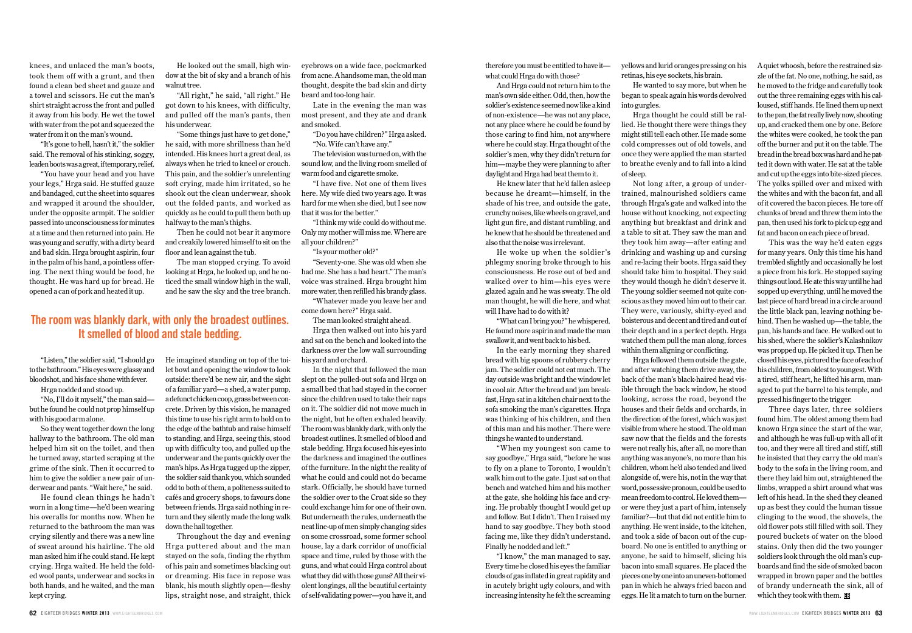knees, and unlaced the man's boots, took them off with a grunt, and then found a clean bed sheet and gauze and a towel and scissors. He cut the man's shirt straight across the front and pulled it away from his body. He wet the towel with water from the pot and squeezed the water from it on the man's wound.

"It's gone to hell, hasn't it," the soldier said. The removal of his stinking, soggy, leaden boots was a great, if temporary, relief.

"You have your head and you have your legs," Hrga said. He stuffed gauze and bandaged, cut the sheet into squares and wrapped it around the shoulder, under the opposite armpit. The soldier passed into unconsciousness for minutes at a time and then returned into pain. He was young and scruffy, with a dirty beard and bad skin. Hrga brought aspirin, four in the palm of his hand, a pointless offering. The next thing would be food, he thought. He was hard up for bread. He opened a can of pork and heated it up.

He looked out the small, high window at the bit of sky and a branch of his walnut tree.

"All right," he said, "all right." He got down to his knees, with difficulty, and pulled off the man's pants, then his underwear.

"Some things just have to get done," he said, with more shrillness than he'd intended. His knees hurt a great deal, as always when he tried to kneel or crouch. This pain, and the soldier's unrelenting soft crying, made him irritated, so he shook out the clean underwear, shook out the folded pants, and worked as quickly as he could to pull them both up halfway to the man's thighs.

Then he could not bear it anymore and creakily lowered himself to sit on the floor and lean against the tub.

The man stopped crying. To avoid looking at Hrga, he looked up, and he noticed the small window high in the wall, and he saw the sky and the tree branch.

## The room was blankly dark, with only the broadest outlines. It smelled of blood and stale bedding.

"Listen," the soldier said, "I should go to the bathroom." His eyes were glassy and bloodshot, and his face shone with fever.

Hrga nodded and stood up.

"No, I'll do it myself," the man said—but he found he could not prop himself up with his good arm alone.

So they went together down the long hallway to the bathroom. The old man helped him sit on the toilet, and then he turned away, started scraping at the grime of the sink. Then it occurred to him to give the soldier a new pair of underwear and pants. "Wait here," he said.

He found clean things he hadn't worn in a long time—he'd been wearing his overalls for months now. When he returned to the bathroom the man was crying silently and there was a new line of sweat around his hairline. The old man asked him if he could stand. He kept crying. Hrga waited. He held the folded wool pants, underwear and socks in both hands, and he waited, and the man kept crying.

He imagined standing on top of the toilet bowl and opening the window to look outside: there'd be new air, and the sight of a familiar yard—a shed, a water pump, a defunct chicken coop, grass between concrete. Driven by this vision, he managed this time to use his right arm to hold on to the edge of the bathtub and raise himself to standing, and Hrga, seeing this, stood up with difficulty too, and pulled up the underwear and the pants quickly over the man's hips. As Hrga tugged up the zipper, the soldier said thank you, which sounded odd to both of them, a politeness suited to cafés and grocery shops, to favours done between friends. Hrga said nothing in return and they silently made the long walk down the hall together.

Throughout the day and evening Hrga puttered about and the man stayed on the sofa, finding the rhythm of his pain and sometimes blacking out or dreaming. His face in repose was blank, his mouth slightly open—fleshy lips, straight nose, and straight, thick eyebrows on a wide face, pockmarked from acne. A handsome man, the old man thought, despite the bad skin and dirty beard and too-long hair.

Late in the evening the man was most present, and they ate and drank and smoked.

"Do you have children?" Hrga asked.

"No. Wife can't have any."

The television was turned on, with the sound low, and the living room smelled of warm food and cigarette smoke.

"I have five. Not one of them lives here. My wife died two years ago. It was hard for me when she died, but I see now that it was for the better."

"I think my wife could do without me. Only my mother will miss me. Where are all your children?"

"Is your mother old?"

"Seventy-one. She was old when she had me. She has a bad heart." The man's voice was strained. Hrga brought him more water, then refilled his brandy glass.

"Whatever made you leave her and come down here?" Hrga said.

The man looked straight ahead.

Hrga then walked out into his yard and sat on the bench and looked into the darkness over the low wall surrounding his yard and orchard.

In the night that followed the man slept on the pulled-out sofa and Hrga on a small bed that had stayed in the corner since the children used to take their naps on it. The soldier did not move much in the night, but he often exhaled heavily. The room was blankly dark, with only the broadest outlines. It smelled of blood and stale bedding. Hrga focused his eyes into the darkness and imagined the outlines of the furniture. In the night the reality of what he could and could not do became stark. Officially, he should have turned the soldier over to the Croat side so they could exchange him for one of their own. But underneath the rules, underneath the neat line-up of men simply changing sides on some crossroad, some former school house, lay a dark corridor of unofficial space and time, ruled by those with the guns, and what could Hrga control about what they did with those guns? All their violent longings, all the beautiful certainty of self-validating power—you have it, and therefore you must be entitled to have it—what could Hrga do with those?

And Hrga could not return him to the man's own side either. Odd, then, how the soldier's existence seemed now like a kind of non-existence—he was not any place, not any place where he could be found by those caring to find him, not anywhere where he could stay. Hrga thought of the soldier's men, why they didn't return for him—maybe they were planning to after daylight and Hrga had beat them to it.

He knew later that he'd fallen asleep because he dreamt—himself, in the shade of his tree, and outside the gate, crunchy noises, like wheels on gravel, and light gun fire, and distant rumbling, and he knew that he should be threatened and also that the noise was irrelevant.

He woke up when the soldier's phlegmy snoring broke through to his consciousness. He rose out of bed and walked over to him—his eyes were glazed again and he was sweaty. The old man thought, he will die here, and what will I have had to do with it?

"What can I bring you?" he whispered. He found more aspirin and made the man swallow it, and went back to his bed.

In the early morning they shared bread with big spoons of rubbery cherry jam. The soldier could not eat much. The day outside was bright and the window let in cool air. After the bread and jam breakfast, Hrga sat in a kitchen chair next to the sofa smoking the man's cigarettes. Hrga was thinking of his children, and then of this man and his mother. There were things he wanted to understand.

"When my youngest son came to say goodbye," Hrga said, "before he was to fly on a plane to Toronto, I wouldn't walk him out to the gate. I just sat on that bench and watched him and his mother at the gate, she holding his face and crying. He probably thought I would get up and follow. But I didn't. Then I raised my hand to say goodbye. They both stood facing me, like they didn't understand. Finally he nodded and left."

"I know," the man managed to say. Every time he closed his eyes the familiar clouds of gas inflated in great rapidity and in acutely bright ugly colours, and with increasing intensity he felt the screaming yellows and lurid oranges pressing on his retinas, his eye sockets, his brain.

He wanted to say more, but when he began to speak again his words devolved into gurgles.

Hrga thought he could still be rallied. He thought there were things they might still tell each other. He made some cold compresses out of old towels, and once they were applied the man started to breathe evenly and to fall into a kind of sleep.

Not long after, a group of undertrained, malnourished soldiers came through Hrga's gate and walked into the house without knocking, not expecting anything but breakfast and drink and a table to sit at. They saw the man and they took him away—after eating and drinking and washing up and cursing and re-lacing their boots. Hrga said they should take him to hospital. They said they would though he didn't deserve it. The young soldier seemed not quite conscious as they moved him out to their car. They were, variously, shifty-eyed and boisterous and decent and tired and out of their depth and in a perfect depth. Hrga watched them pull the man along, forces within them aligning or conflicting.

Hrga followed them outside the gate, and after watching them drive away, the back of the man's black-haired head visible through the back window, he stood looking, across the road, beyond the houses and their fields and orchards, in the direction of the forest, which was just visible from where he stood. The old man saw now that the fields and the forests were not really his, after all, no more than anything was anyone's, no more than his children, whom he'd also tended and lived alongside of, were his, not in the way that word, possessive pronoun, could be used to mean freedom to control. He loved them—or were they just a part of him, intensely familiar?—but that did not entitle him to anything. He went inside, to the kitchen, and took a side of bacon out of the cupboard. No one is entitled to anything or anyone, he said to himself, slicing his bacon into small squares. He placed the pieces one by one into an uneven-bottomed pan in which he always fried bacon and eggs. He lit a match to turn on the burner. A quiet whoosh, before the restrained sizzle of the fat. No one, nothing, he said, as he moved to the fridge and carefully took out the three remaining eggs with his calloused, stiff hands. He lined them up next to the pan, the fat really lively now, shooting up, and cracked them one by one. Before the whites were cooked, he took the pan off the burner and put it on the table. The bread in the bread box was hard and he patted it down with water. He sat at the table and cut up the eggs into bite-sized pieces. The yolks spilled over and mixed with the whites and with the bacon fat, and all of it covered the bacon pieces. He tore off chunks of bread and threw them into the pan, then used his fork to pick up egg and fat and bacon on each piece of bread.

This was the way he'd eaten eggs for many years. Only this time his hand trembled slightly and occasionally he lost a piece from his fork. He stopped saying things out loud. He ate this way until he had sopped up everything, until he moved the last piece of hard bread in a circle around the little black pan, leaving nothing behind. Then he washed up—the table, the pan, his hands and face. He walked out to his shed, where the soldier's Kalashnikov was propped up. He picked it up. Then he closed his eyes, pictured the face of each of his children, from oldest to youngest. With a tired, stiff heart, he lifted his arm, managed to put the barrel to his temple, and pressed his finger to the trigger.

Three days later, three soldiers found him. The oldest among them had known Hrga since the start of the war, and although he was full-up with all of it too, and they were all tired and stiff, still he insisted that they carry the old man's body to the sofa in the living room, and there they laid him out, straightened the limbs, wrapped a shirt around what was left of his head. In the shed they cleaned up as best they could the human tissue clinging to the wood, the shovels, the old flower pots still filled with soil. They poured buckets of water on the blood stains. Only then did the two younger soldiers look through the old man's cupboards and find the side of smoked bacon wrapped in brown paper and the bottles of brandy underneath the sink, all of which they took with them.